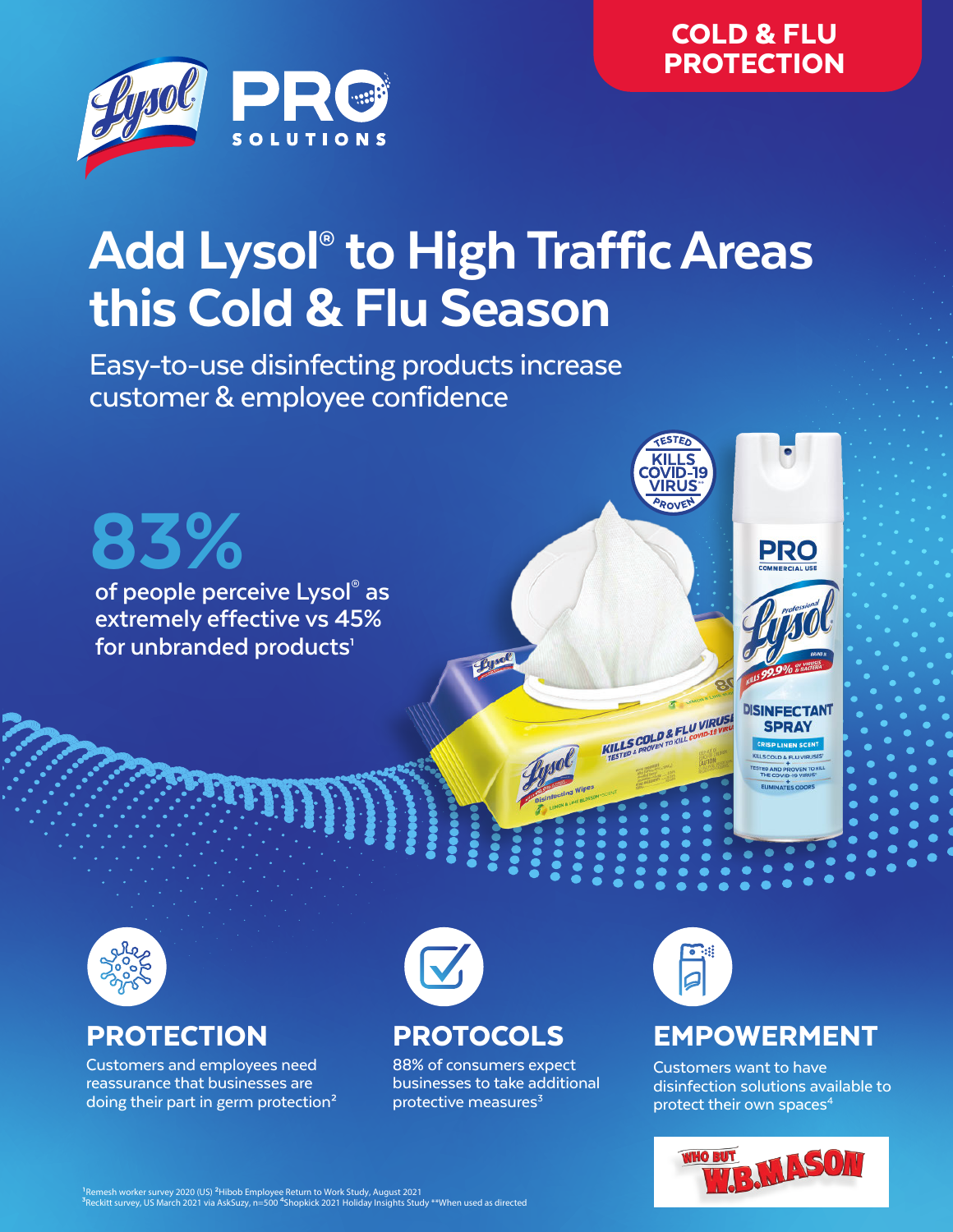**COLD & FLU PROTECTION**

Lysol PRO SOLUTIONS

# Add Lysol® to High Traffic Areas this Cold & Flu Season

Easy-to-use disinfecting products increase customer & employee confidence

**83%**

of people perceive Lysol® as extremely effective vs 45% for unbranded products[1]

## PROTECTION

Customers and employees need reassurance that businesses are doing their part in germ protection[2]

## PROTOCOLS

88% of consumers expect businesses to take additional protective measures[3]

## EMPOWERMENT

Customers want to have disinfection solutions available to protect their own spaces[4]

WHO BUT W.B. MASON

[1]Remesh worker survey 2020 (US) [2]Hibob Employee Return to Work Study, August 2021
[3]Reckitt survey, US March 2021 via AskSuzy, n=500 [4]Shopkick 2021 Holiday Insights Study **When used as directed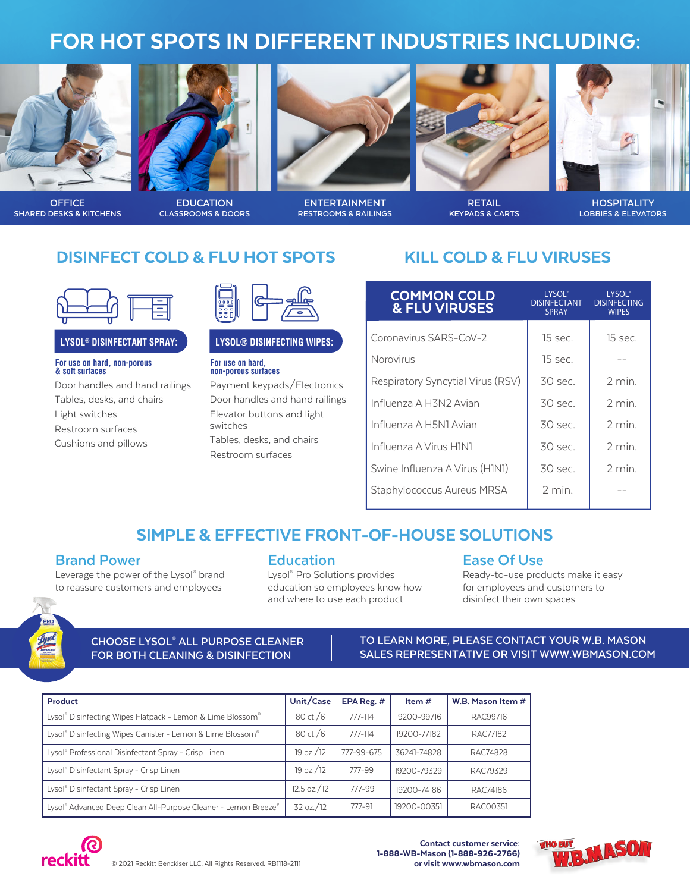# FOR HOT SPOTS IN DIFFERENT INDUSTRIES INCLUDING:

OFFICE
SHARED DESKS & KITCHENS

EDUCATION
CLASSROOMS & DOORS

ENTERTAINMENT
RESTROOMS & RAILINGS

RETAIL
KEYPADS & CARTS

HOSPITALITY
LOBBIES & ELEVATORS

## DISINFECT COLD & FLU HOT SPOTS

### LYSOL® DISINFECTANT SPRAY:

**For use on hard, non-porous & soft surfaces**

- Door handles and hand railings
- Tables, desks, and chairs
- Light switches
- Restroom surfaces
- Cushions and pillows

### LYSOL® DISINFECTING WIPES:

**For use on hard, non-porous surfaces**

- Payment keypads/Electronics
- Door handles and hand railings
- Elevator buttons and light switches
- Tables, desks, and chairs
- Restroom surfaces

## KILL COLD & FLU VIRUSES

| COMMON COLD & FLU VIRUSES | LYSOL® DISINFECTANT SPRAY | LYSOL® DISINFECTING WIPES |
|---|---|---|
| Coronavirus SARS-CoV-2 | 15 sec. | 15 sec. |
| Norovirus | 15 sec. | -- |
| Respiratory Syncytial Virus (RSV) | 30 sec. | 2 min. |
| Influenza A H3N2 Avian | 30 sec. | 2 min. |
| Influenza A H5N1 Avian | 30 sec. | 2 min. |
| Influenza A Virus H1N1 | 30 sec. | 2 min. |
| Swine Influenza A Virus (H1N1) | 30 sec. | 2 min. |
| Staphylococcus Aureus MRSA | 2 min. | -- |

## SIMPLE & EFFECTIVE FRONT-OF-HOUSE SOLUTIONS

### Brand Power

Leverage the power of the Lysol® brand to reassure customers and employees

### Education

Lysol® Pro Solutions provides education so employees know how and where to use each product

### Ease Of Use

Ready-to-use products make it easy for employees and customers to disinfect their own spaces

CHOOSE LYSOL® ALL PURPOSE CLEANER FOR BOTH CLEANING & DISINFECTION

TO LEARN MORE, PLEASE CONTACT YOUR W.B. MASON SALES REPRESENTATIVE OR VISIT WWW.WBMASON.COM

| Product | Unit/Case | EPA Reg. # | Item # | W.B. Mason Item # |
|---|---|---|---|---|
| Lysol® Disinfecting Wipes Flatpack - Lemon & Lime Blossom® | 80 ct./6 | 777-114 | 19200-99716 | RAC99716 |
| Lysol® Disinfecting Wipes Canister - Lemon & Lime Blossom® | 80 ct./6 | 777-114 | 19200-77182 | RAC77182 |
| Lysol® Professional Disinfectant Spray - Crisp Linen | 19 oz./12 | 777-99-675 | 36241-74828 | RAC74828 |
| Lysol® Disinfectant Spray - Crisp Linen | 19 oz./12 | 777-99 | 19200-79329 | RAC79329 |
| Lysol® Disinfectant Spray - Crisp Linen | 12.5 oz./12 | 777-99 | 19200-74186 | RAC74186 |
| Lysol® Advanced Deep Clean All-Purpose Cleaner - Lemon Breeze® | 32 oz./12 | 777-91 | 19200-00351 | RAC00351 |

reckitt

© 2021 Reckitt Benckiser LLC. All Rights Reserved. RB1118-2111

**Contact customer service:**
**1-888-WB-Mason (1-888-926-2766)**
**or visit www.wbmason.com**

WHO BUT W.B. MASON